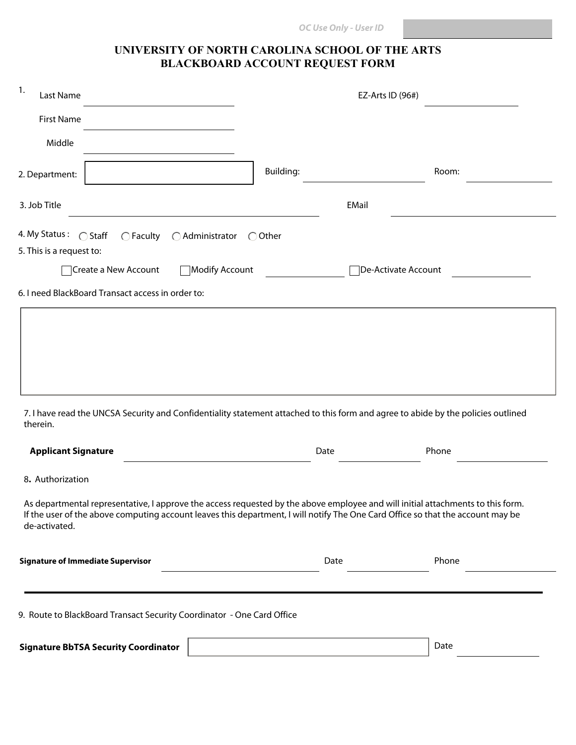OC Use Only - User ID

# UNIVERSITY OF NORTH CAROLINA SCHOOL OF THE ARTS
# BLACKBOARD ACCOUNT REQUEST FORM

1. Last Name ______________________ EZ-Arts ID (96#) ______________

   First Name ______________________

   Middle ______________________

2. Department: ______________________ Building: ______________ Room: ______________

3. Job Title ______________________ EMail ______________________

4. My Status : ◯ Staff ◯ Faculty ◯ Administrator ◯ Other

5. This is a request to:

   ☐ Create a New Account ☐ Modify Account ______________ ☐ De-Activate Account ______________

6. I need BlackBoard Transact access in order to:

   ______________________________________________

7. I have read the UNCSA Security and Confidentiality statement attached to this form and agree to abide by the policies outlined therein.

   **Applicant Signature** ______________________ Date ______________ Phone ______________

8. Authorization

As departmental representative, I approve the access requested by the above employee and will initial attachments to this form. If the user of the above computing account leaves this department, I will notify The One Card Office so that the account may be de-activated.

**Signature of Immediate Supervisor** ______________________ Date ______________ Phone ______________

---

9. Route to BlackBoard Transact Security Coordinator - One Card Office

**Signature BbTSA Security Coordinator** ______________________ Date ______________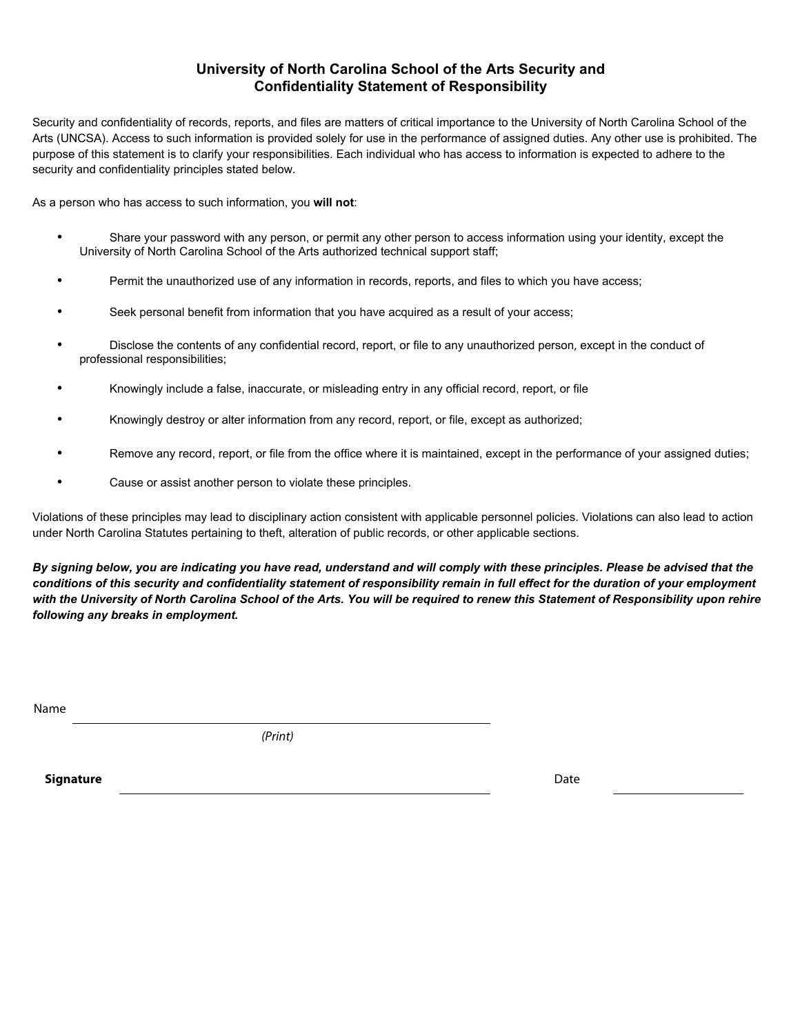# University of North Carolina School of the Arts Security and Confidentiality Statement of Responsibility

Security and confidentiality of records, reports, and files are matters of critical importance to the University of North Carolina School of the Arts (UNCSA). Access to such information is provided solely for use in the performance of assigned duties. Any other use is prohibited. The purpose of this statement is to clarify your responsibilities. Each individual who has access to information is expected to adhere to the security and confidentiality principles stated below.

As a person who has access to such information, you **will not**:

- Share your password with any person, or permit any other person to access information using your identity, except the University of North Carolina School of the Arts authorized technical support staff;
- Permit the unauthorized use of any information in records, reports, and files to which you have access;
- Seek personal benefit from information that you have acquired as a result of your access;
- Disclose the contents of any confidential record, report, or file to any unauthorized person, except in the conduct of professional responsibilities;
- Knowingly include a false, inaccurate, or misleading entry in any official record, report, or file
- Knowingly destroy or alter information from any record, report, or file, except as authorized;
- Remove any record, report, or file from the office where it is maintained, except in the performance of your assigned duties;
- Cause or assist another person to violate these principles.

Violations of these principles may lead to disciplinary action consistent with applicable personnel policies. Violations can also lead to action under North Carolina Statutes pertaining to theft, alteration of public records, or other applicable sections.

***By signing below, you are indicating you have read, understand and will comply with these principles. Please be advised that the conditions of this security and confidentiality statement of responsibility remain in full effect for the duration of your employment with the University of North Carolina School of the Arts. You will be required to renew this Statement of Responsibility upon rehire following any breaks in employment.***

Name ______________________________________________
(Print)

**Signature** ______________________________________________ Date ____________________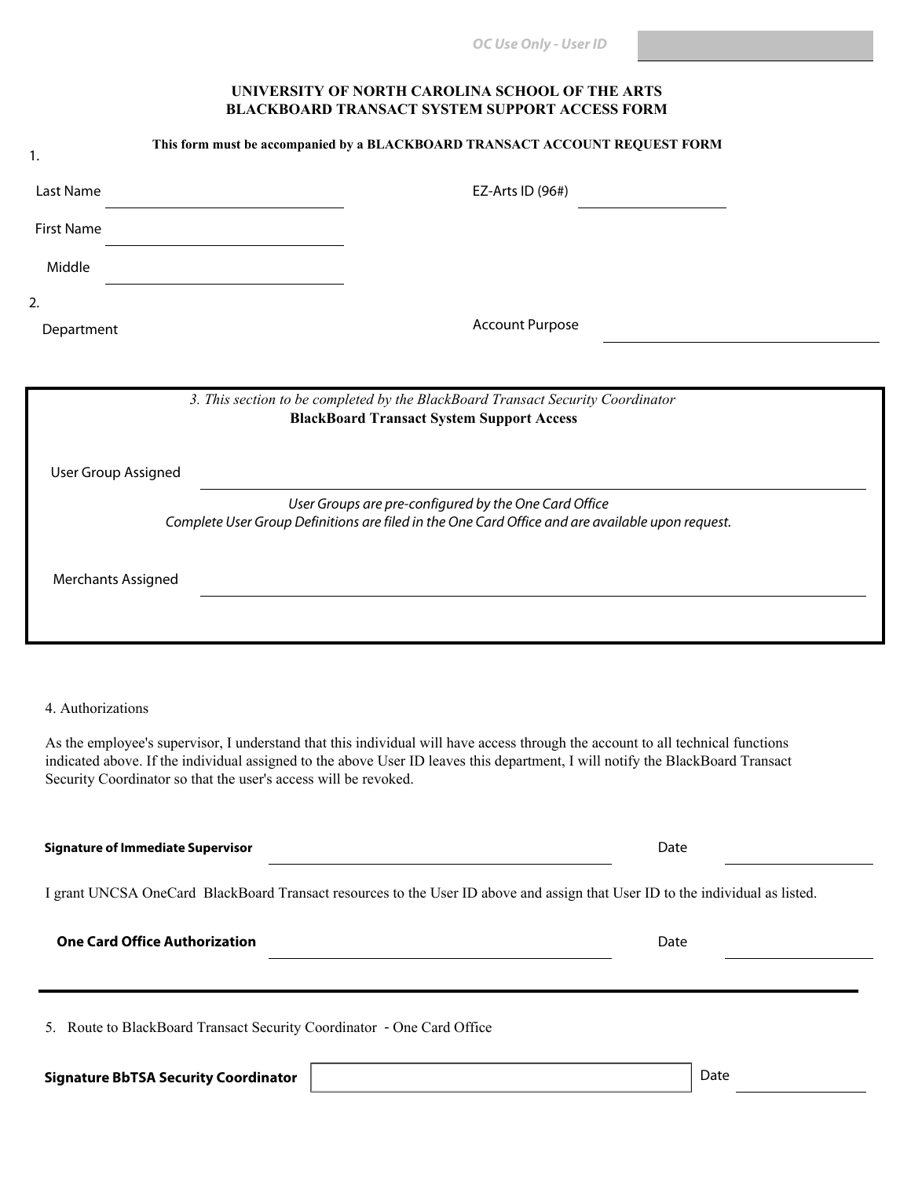OC Use Only - User ID ____________________

# UNIVERSITY OF NORTH CAROLINA SCHOOL OF THE ARTS
## BLACKBOARD TRANSACT SYSTEM SUPPORT ACCESS FORM

**This form must be accompanied by a BLACKBOARD TRANSACT ACCOUNT REQUEST FORM**

1.

Last Name ____________________

First Name ____________________

Middle ____________________

EZ-Arts ID (96#) ____________________

2.

Department

Account Purpose ____________________

---

*3. This section to be completed by the BlackBoard Transact Security Coordinator*

**BlackBoard Transact System Support Access**

User Group Assigned ____________________

*User Groups are pre-configured by the One Card Office*
*Complete User Group Definitions are filed in the One Card Office and are available upon request.*

Merchants Assigned ____________________

---

4. Authorizations

As the employee's supervisor, I understand that this individual will have access through the account to all technical functions indicated above. If the individual assigned to the above User ID leaves this department, I will notify the BlackBoard Transact Security Coordinator so that the user's access will be revoked.

**Signature of Immediate Supervisor** ____________________ Date ____________________

I grant UNCSA OneCard BlackBoard Transact resources to the User ID above and assign that User ID to the individual as listed.

**One Card Office Authorization** ____________________ Date ____________________

---

5. Route to BlackBoard Transact Security Coordinator - One Card Office

**Signature BbTSA Security Coordinator** ____________________ Date ____________________